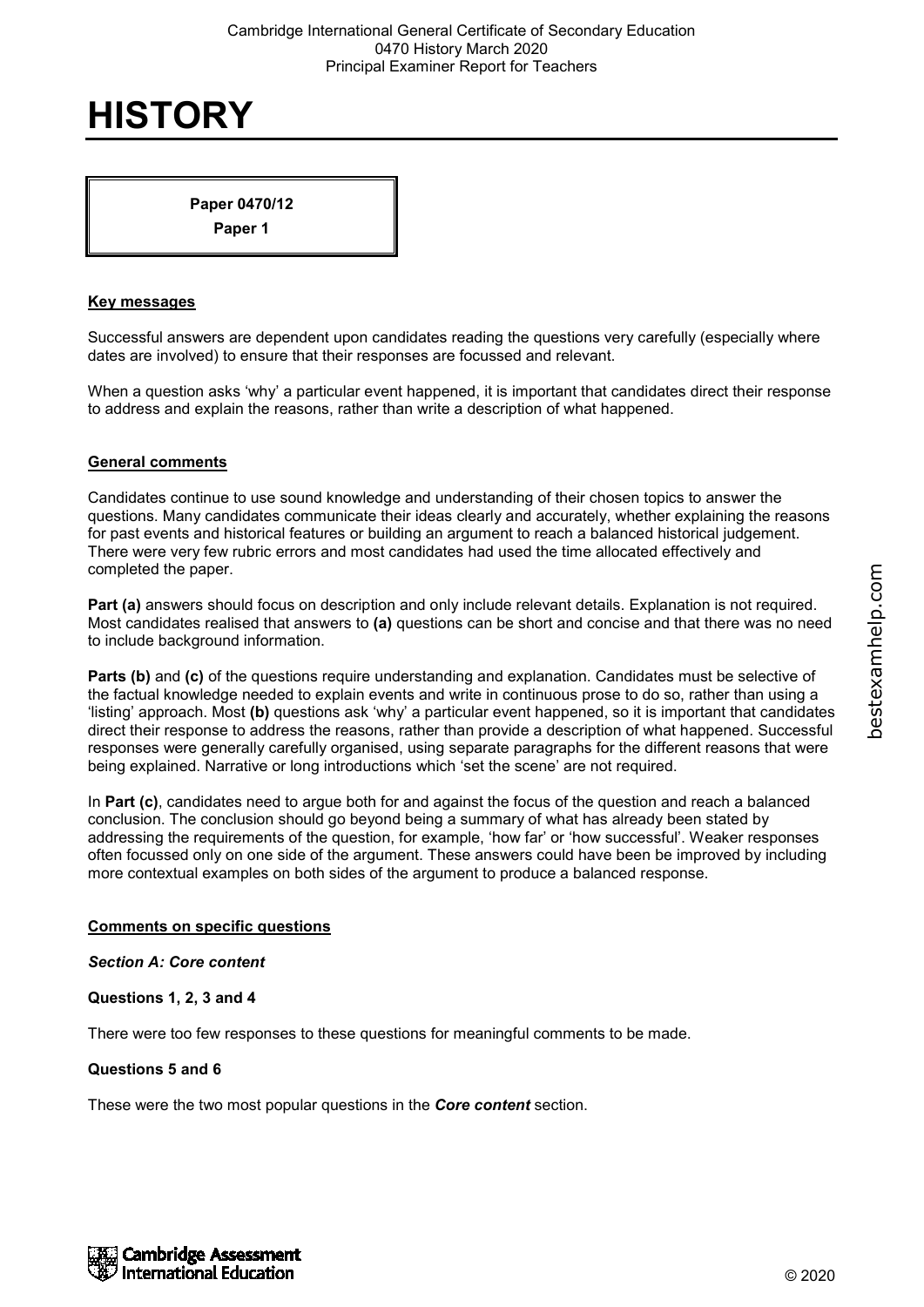# HISTORY

**Paper 0470/12**
**Paper 1**

**Key messages**

Successful answers are dependent upon candidates reading the questions very carefully (especially where dates are involved) to ensure that their responses are focussed and relevant.

When a question asks 'why' a particular event happened, it is important that candidates direct their response to address and explain the reasons, rather than write a description of what happened.

**General comments**

Candidates continue to use sound knowledge and understanding of their chosen topics to answer the questions. Many candidates communicate their ideas clearly and accurately, whether explaining the reasons for past events and historical features or building an argument to reach a balanced historical judgement. There were very few rubric errors and most candidates had used the time allocated effectively and completed the paper.

**Part (a)** answers should focus on description and only include relevant details. Explanation is not required. Most candidates realised that answers to **(a)** questions can be short and concise and that there was no need to include background information.

**Parts (b)** and **(c)** of the questions require understanding and explanation. Candidates must be selective of the factual knowledge needed to explain events and write in continuous prose to do so, rather than using a 'listing' approach. Most **(b)** questions ask 'why' a particular event happened, so it is important that candidates direct their response to address the reasons, rather than provide a description of what happened. Successful responses were generally carefully organised, using separate paragraphs for the different reasons that were being explained. Narrative or long introductions which 'set the scene' are not required.

In **Part (c)**, candidates need to argue both for and against the focus of the question and reach a balanced conclusion. The conclusion should go beyond being a summary of what has already been stated by addressing the requirements of the question, for example, 'how far' or 'how successful'. Weaker responses often focussed only on one side of the argument. These answers could have been be improved by including more contextual examples on both sides of the argument to produce a balanced response.

**Comments on specific questions**

***Section A: Core content***

**Questions 1, 2, 3 and 4**

There were too few responses to these questions for meaningful comments to be made.

**Questions 5 and 6**

These were the two most popular questions in the ***Core content*** section.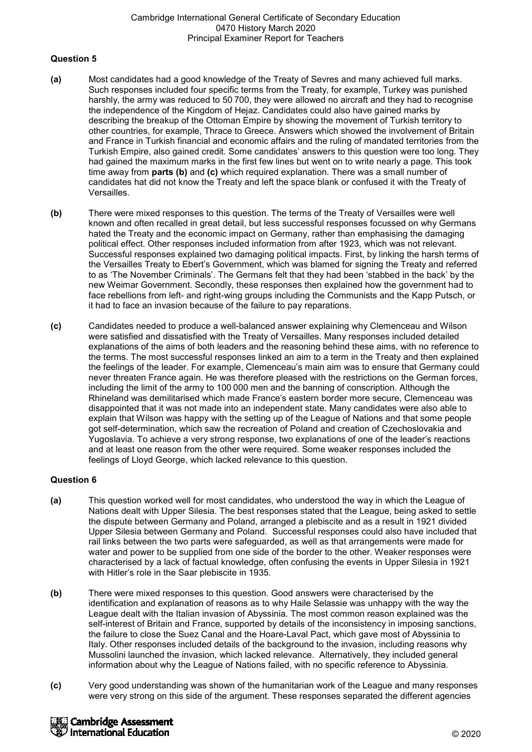### Question 5

**(a)** Most candidates had a good knowledge of the Treaty of Sevres and many achieved full marks. Such responses included four specific terms from the Treaty, for example, Turkey was punished harshly, the army was reduced to 50 700, they were allowed no aircraft and they had to recognise the independence of the Kingdom of Hejaz. Candidates could also have gained marks by describing the breakup of the Ottoman Empire by showing the movement of Turkish territory to other countries, for example, Thrace to Greece. Answers which showed the involvement of Britain and France in Turkish financial and economic affairs and the ruling of mandated territories from the Turkish Empire, also gained credit. Some candidates' answers to this question were too long. They had gained the maximum marks in the first few lines but went on to write nearly a page. This took time away from **parts (b)** and **(c)** which required explanation. There was a small number of candidates hat did not know the Treaty and left the space blank or confused it with the Treaty of Versailles.

**(b)** There were mixed responses to this question. The terms of the Treaty of Versailles were well known and often recalled in great detail, but less successful responses focussed on why Germans hated the Treaty and the economic impact on Germany, rather than emphasising the damaging political effect. Other responses included information from after 1923, which was not relevant. Successful responses explained two damaging political impacts. First, by linking the harsh terms of the Versailles Treaty to Ebert's Government, which was blamed for signing the Treaty and referred to as 'The November Criminals'. The Germans felt that they had been 'stabbed in the back' by the new Weimar Government. Secondly, these responses then explained how the government had to face rebellions from left- and right-wing groups including the Communists and the Kapp Putsch, or it had to face an invasion because of the failure to pay reparations.

**(c)** Candidates needed to produce a well-balanced answer explaining why Clemenceau and Wilson were satisfied and dissatisfied with the Treaty of Versailles. Many responses included detailed explanations of the aims of both leaders and the reasoning behind these aims, with no reference to the terms. The most successful responses linked an aim to a term in the Treaty and then explained the feelings of the leader. For example, Clemenceau's main aim was to ensure that Germany could never threaten France again. He was therefore pleased with the restrictions on the German forces, including the limit of the army to 100 000 men and the banning of conscription. Although the Rhineland was demilitarised which made France's eastern border more secure, Clemenceau was disappointed that it was not made into an independent state. Many candidates were also able to explain that Wilson was happy with the setting up of the League of Nations and that some people got self-determination, which saw the recreation of Poland and creation of Czechoslovakia and Yugoslavia. To achieve a very strong response, two explanations of one of the leader's reactions and at least one reason from the other were required. Some weaker responses included the feelings of Lloyd George, which lacked relevance to this question.

### Question 6

**(a)** This question worked well for most candidates, who understood the way in which the League of Nations dealt with Upper Silesia. The best responses stated that the League, being asked to settle the dispute between Germany and Poland, arranged a plebiscite and as a result in 1921 divided Upper Silesia between Germany and Poland. Successful responses could also have included that rail links between the two parts were safeguarded, as well as that arrangements were made for water and power to be supplied from one side of the border to the other. Weaker responses were characterised by a lack of factual knowledge, often confusing the events in Upper Silesia in 1921 with Hitler's role in the Saar plebiscite in 1935.

**(b)** There were mixed responses to this question. Good answers were characterised by the identification and explanation of reasons as to why Haile Selassie was unhappy with the way the League dealt with the Italian invasion of Abyssinia. The most common reason explained was the self-interest of Britain and France, supported by details of the inconsistency in imposing sanctions, the failure to close the Suez Canal and the Hoare-Laval Pact, which gave most of Abyssinia to Italy. Other responses included details of the background to the invasion, including reasons why Mussolini launched the invasion, which lacked relevance. Alternatively, they included general information about why the League of Nations failed, with no specific reference to Abyssinia.

**(c)** Very good understanding was shown of the humanitarian work of the League and many responses were very strong on this side of the argument. These responses separated the different agencies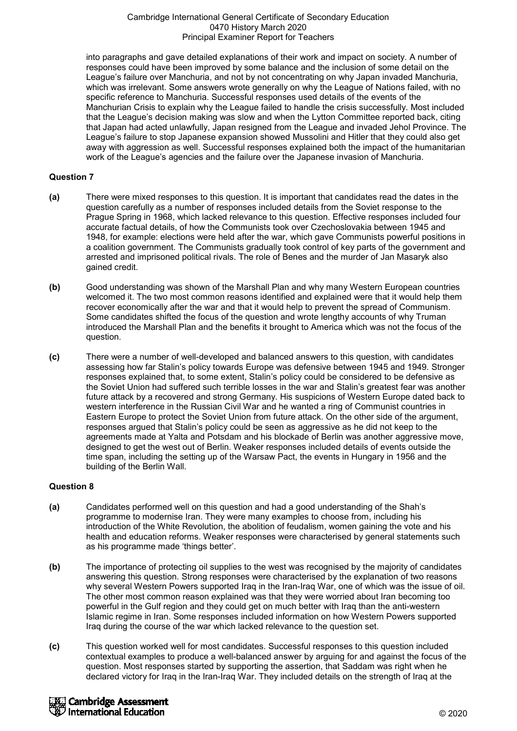into paragraphs and gave detailed explanations of their work and impact on society. A number of responses could have been improved by some balance and the inclusion of some detail on the League's failure over Manchuria, and not by not concentrating on why Japan invaded Manchuria, which was irrelevant. Some answers wrote generally on why the League of Nations failed, with no specific reference to Manchuria. Successful responses used details of the events of the Manchurian Crisis to explain why the League failed to handle the crisis successfully. Most included that the League's decision making was slow and when the Lytton Committee reported back, citing that Japan had acted unlawfully, Japan resigned from the League and invaded Jehol Province. The League's failure to stop Japanese expansion showed Mussolini and Hitler that they could also get away with aggression as well. Successful responses explained both the impact of the humanitarian work of the League's agencies and the failure over the Japanese invasion of Manchuria.

### Question 7

**(a)** There were mixed responses to this question. It is important that candidates read the dates in the question carefully as a number of responses included details from the Soviet response to the Prague Spring in 1968, which lacked relevance to this question. Effective responses included four accurate factual details, of how the Communists took over Czechoslovakia between 1945 and 1948, for example: elections were held after the war, which gave Communists powerful positions in a coalition government. The Communists gradually took control of key parts of the government and arrested and imprisoned political rivals. The role of Benes and the murder of Jan Masaryk also gained credit.

**(b)** Good understanding was shown of the Marshall Plan and why many Western European countries welcomed it. The two most common reasons identified and explained were that it would help them recover economically after the war and that it would help to prevent the spread of Communism. Some candidates shifted the focus of the question and wrote lengthy accounts of why Truman introduced the Marshall Plan and the benefits it brought to America which was not the focus of the question.

**(c)** There were a number of well-developed and balanced answers to this question, with candidates assessing how far Stalin's policy towards Europe was defensive between 1945 and 1949. Stronger responses explained that, to some extent, Stalin's policy could be considered to be defensive as the Soviet Union had suffered such terrible losses in the war and Stalin's greatest fear was another future attack by a recovered and strong Germany. His suspicions of Western Europe dated back to western interference in the Russian Civil War and he wanted a ring of Communist countries in Eastern Europe to protect the Soviet Union from future attack. On the other side of the argument, responses argued that Stalin's policy could be seen as aggressive as he did not keep to the agreements made at Yalta and Potsdam and his blockade of Berlin was another aggressive move, designed to get the west out of Berlin. Weaker responses included details of events outside the time span, including the setting up of the Warsaw Pact, the events in Hungary in 1956 and the building of the Berlin Wall.

### Question 8

**(a)** Candidates performed well on this question and had a good understanding of the Shah's programme to modernise Iran. They were many examples to choose from, including his introduction of the White Revolution, the abolition of feudalism, women gaining the vote and his health and education reforms. Weaker responses were characterised by general statements such as his programme made 'things better'.

**(b)** The importance of protecting oil supplies to the west was recognised by the majority of candidates answering this question. Strong responses were characterised by the explanation of two reasons why several Western Powers supported Iraq in the Iran-Iraq War, one of which was the issue of oil. The other most common reason explained was that they were worried about Iran becoming too powerful in the Gulf region and they could get on much better with Iraq than the anti-western Islamic regime in Iran. Some responses included information on how Western Powers supported Iraq during the course of the war which lacked relevance to the question set.

**(c)** This question worked well for most candidates. Successful responses to this question included contextual examples to produce a well-balanced answer by arguing for and against the focus of the question. Most responses started by supporting the assertion, that Saddam was right when he declared victory for Iraq in the Iran-Iraq War. They included details on the strength of Iraq at the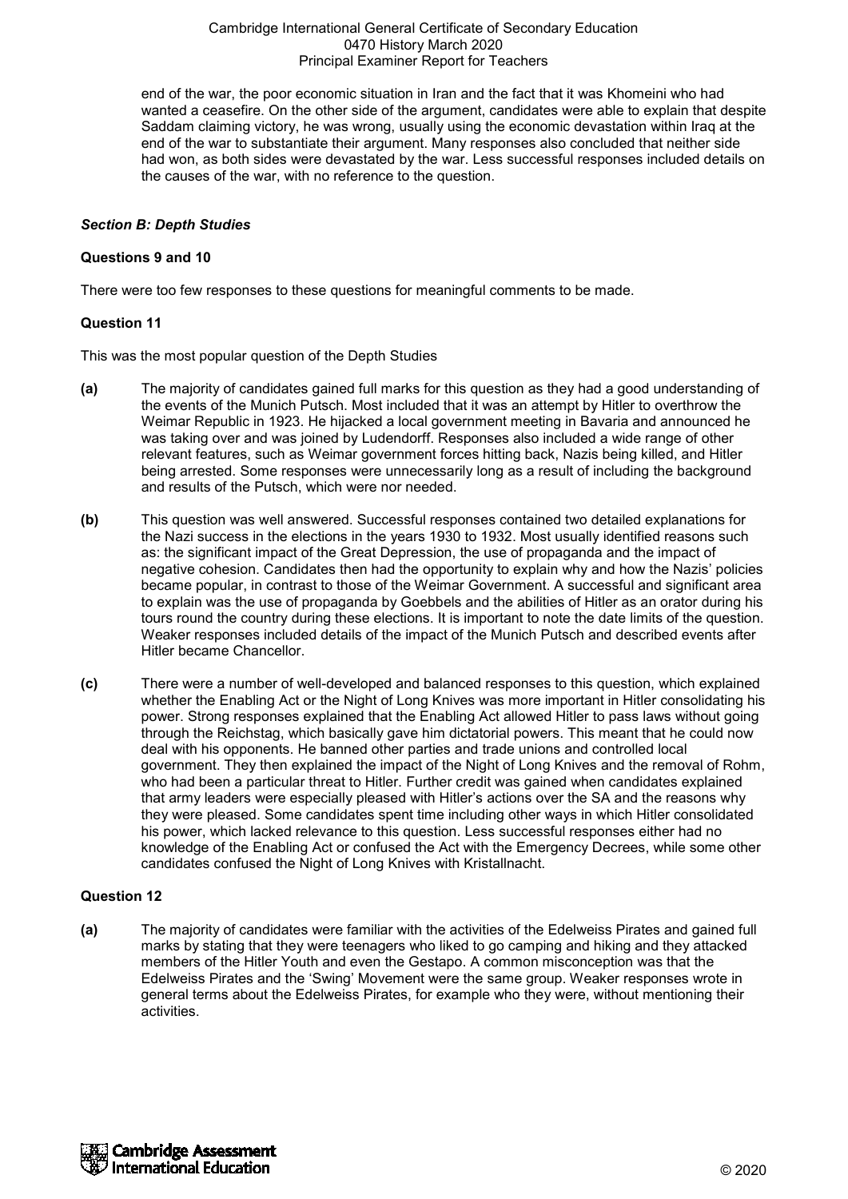end of the war, the poor economic situation in Iran and the fact that it was Khomeini who had wanted a ceasefire. On the other side of the argument, candidates were able to explain that despite Saddam claiming victory, he was wrong, usually using the economic devastation within Iraq at the end of the war to substantiate their argument. Many responses also concluded that neither side had won, as both sides were devastated by the war. Less successful responses included details on the causes of the war, with no reference to the question.

### *Section B: Depth Studies*

**Questions 9 and 10**

There were too few responses to these questions for meaningful comments to be made.

**Question 11**

This was the most popular question of the Depth Studies

**(a)** The majority of candidates gained full marks for this question as they had a good understanding of the events of the Munich Putsch. Most included that it was an attempt by Hitler to overthrow the Weimar Republic in 1923. He hijacked a local government meeting in Bavaria and announced he was taking over and was joined by Ludendorff. Responses also included a wide range of other relevant features, such as Weimar government forces hitting back, Nazis being killed, and Hitler being arrested. Some responses were unnecessarily long as a result of including the background and results of the Putsch, which were nor needed.

**(b)** This question was well answered. Successful responses contained two detailed explanations for the Nazi success in the elections in the years 1930 to 1932. Most usually identified reasons such as: the significant impact of the Great Depression, the use of propaganda and the impact of negative cohesion. Candidates then had the opportunity to explain why and how the Nazis' policies became popular, in contrast to those of the Weimar Government. A successful and significant area to explain was the use of propaganda by Goebbels and the abilities of Hitler as an orator during his tours round the country during these elections. It is important to note the date limits of the question. Weaker responses included details of the impact of the Munich Putsch and described events after Hitler became Chancellor.

**(c)** There were a number of well-developed and balanced responses to this question, which explained whether the Enabling Act or the Night of Long Knives was more important in Hitler consolidating his power. Strong responses explained that the Enabling Act allowed Hitler to pass laws without going through the Reichstag, which basically gave him dictatorial powers. This meant that he could now deal with his opponents. He banned other parties and trade unions and controlled local government. They then explained the impact of the Night of Long Knives and the removal of Rohm, who had been a particular threat to Hitler. Further credit was gained when candidates explained that army leaders were especially pleased with Hitler's actions over the SA and the reasons why they were pleased. Some candidates spent time including other ways in which Hitler consolidated his power, which lacked relevance to this question. Less successful responses either had no knowledge of the Enabling Act or confused the Act with the Emergency Decrees, while some other candidates confused the Night of Long Knives with Kristallnacht.

**Question 12**

**(a)** The majority of candidates were familiar with the activities of the Edelweiss Pirates and gained full marks by stating that they were teenagers who liked to go camping and hiking and they attacked members of the Hitler Youth and even the Gestapo. A common misconception was that the Edelweiss Pirates and the 'Swing' Movement were the same group. Weaker responses wrote in general terms about the Edelweiss Pirates, for example who they were, without mentioning their activities.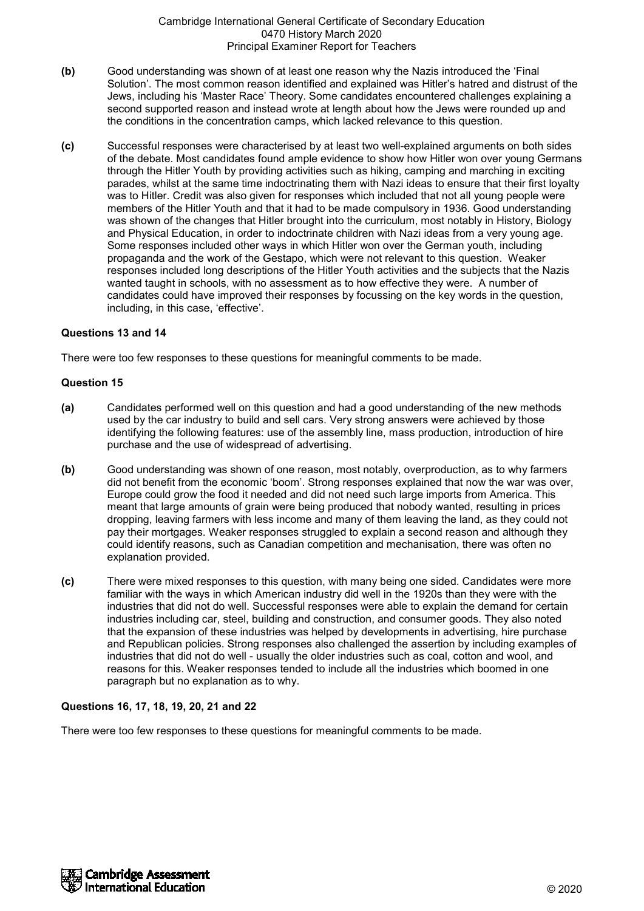**(b)** Good understanding was shown of at least one reason why the Nazis introduced the 'Final Solution'. The most common reason identified and explained was Hitler's hatred and distrust of the Jews, including his 'Master Race' Theory. Some candidates encountered challenges explaining a second supported reason and instead wrote at length about how the Jews were rounded up and the conditions in the concentration camps, which lacked relevance to this question.

**(c)** Successful responses were characterised by at least two well-explained arguments on both sides of the debate. Most candidates found ample evidence to show how Hitler won over young Germans through the Hitler Youth by providing activities such as hiking, camping and marching in exciting parades, whilst at the same time indoctrinating them with Nazi ideas to ensure that their first loyalty was to Hitler. Credit was also given for responses which included that not all young people were members of the Hitler Youth and that it had to be made compulsory in 1936. Good understanding was shown of the changes that Hitler brought into the curriculum, most notably in History, Biology and Physical Education, in order to indoctrinate children with Nazi ideas from a very young age. Some responses included other ways in which Hitler won over the German youth, including propaganda and the work of the Gestapo, which were not relevant to this question. Weaker responses included long descriptions of the Hitler Youth activities and the subjects that the Nazis wanted taught in schools, with no assessment as to how effective they were. A number of candidates could have improved their responses by focussing on the key words in the question, including, in this case, 'effective'.

### Questions 13 and 14

There were too few responses to these questions for meaningful comments to be made.

### Question 15

**(a)** Candidates performed well on this question and had a good understanding of the new methods used by the car industry to build and sell cars. Very strong answers were achieved by those identifying the following features: use of the assembly line, mass production, introduction of hire purchase and the use of widespread of advertising.

**(b)** Good understanding was shown of one reason, most notably, overproduction, as to why farmers did not benefit from the economic 'boom'. Strong responses explained that now the war was over, Europe could grow the food it needed and did not need such large imports from America. This meant that large amounts of grain were being produced that nobody wanted, resulting in prices dropping, leaving farmers with less income and many of them leaving the land, as they could not pay their mortgages. Weaker responses struggled to explain a second reason and although they could identify reasons, such as Canadian competition and mechanisation, there was often no explanation provided.

**(c)** There were mixed responses to this question, with many being one sided. Candidates were more familiar with the ways in which American industry did well in the 1920s than they were with the industries that did not do well. Successful responses were able to explain the demand for certain industries including car, steel, building and construction, and consumer goods. They also noted that the expansion of these industries was helped by developments in advertising, hire purchase and Republican policies. Strong responses also challenged the assertion by including examples of industries that did not do well - usually the older industries such as coal, cotton and wool, and reasons for this. Weaker responses tended to include all the industries which boomed in one paragraph but no explanation as to why.

### Questions 16, 17, 18, 19, 20, 21 and 22

There were too few responses to these questions for meaningful comments to be made.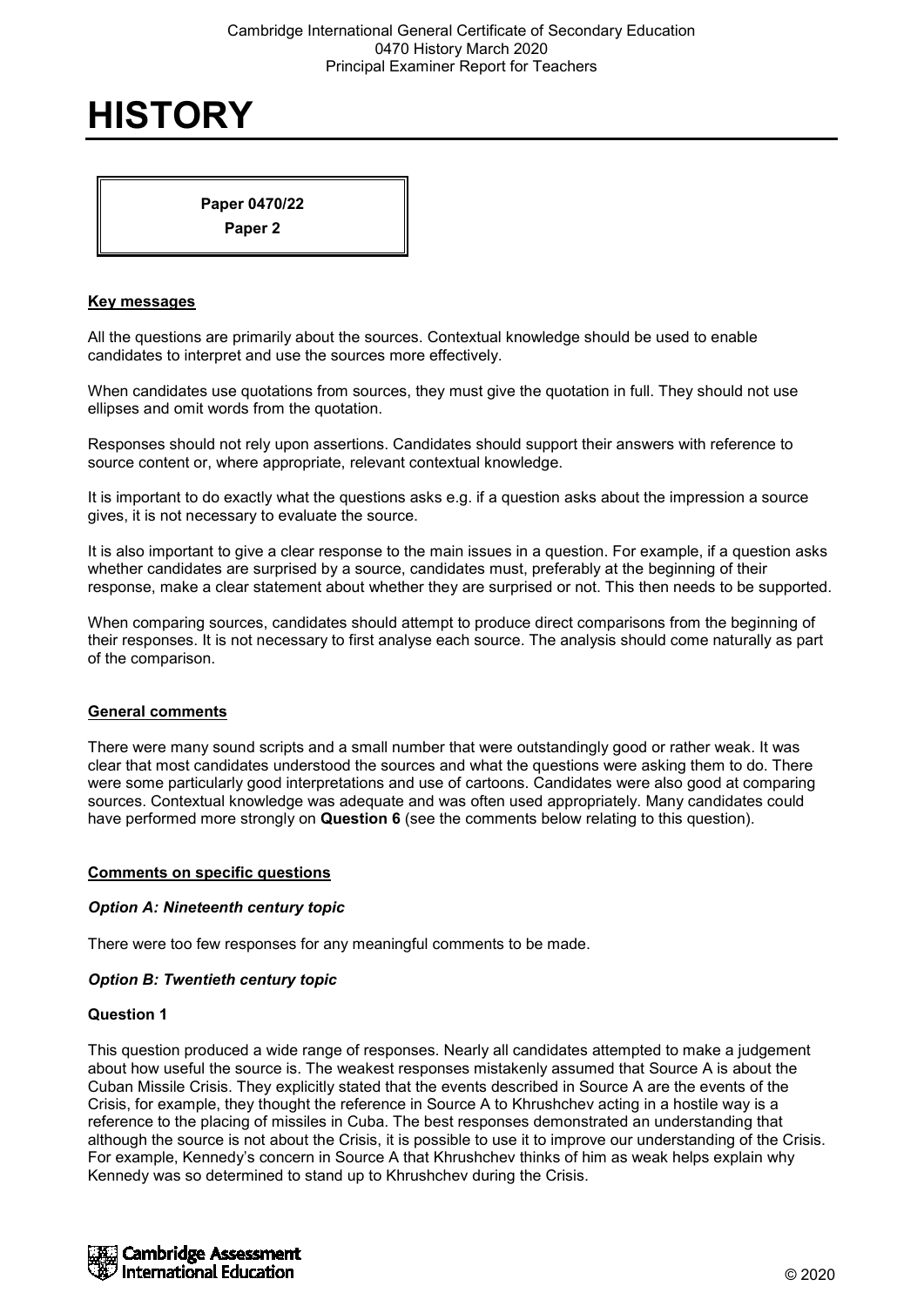# HISTORY

**Paper 0470/22**
**Paper 2**

**Key messages**

All the questions are primarily about the sources. Contextual knowledge should be used to enable candidates to interpret and use the sources more effectively.

When candidates use quotations from sources, they must give the quotation in full. They should not use ellipses and omit words from the quotation.

Responses should not rely upon assertions. Candidates should support their answers with reference to source content or, where appropriate, relevant contextual knowledge.

It is important to do exactly what the questions asks e.g. if a question asks about the impression a source gives, it is not necessary to evaluate the source.

It is also important to give a clear response to the main issues in a question. For example, if a question asks whether candidates are surprised by a source, candidates must, preferably at the beginning of their response, make a clear statement about whether they are surprised or not. This then needs to be supported.

When comparing sources, candidates should attempt to produce direct comparisons from the beginning of their responses. It is not necessary to first analyse each source. The analysis should come naturally as part of the comparison.

**General comments**

There were many sound scripts and a small number that were outstandingly good or rather weak. It was clear that most candidates understood the sources and what the questions were asking them to do. There were some particularly good interpretations and use of cartoons. Candidates were also good at comparing sources. Contextual knowledge was adequate and was often used appropriately. Many candidates could have performed more strongly on **Question 6** (see the comments below relating to this question).

**Comments on specific questions**

***Option A: Nineteenth century topic***

There were too few responses for any meaningful comments to be made.

***Option B: Twentieth century topic***

**Question 1**

This question produced a wide range of responses. Nearly all candidates attempted to make a judgement about how useful the source is. The weakest responses mistakenly assumed that Source A is about the Cuban Missile Crisis. They explicitly stated that the events described in Source A are the events of the Crisis, for example, they thought the reference in Source A to Khrushchev acting in a hostile way is a reference to the placing of missiles in Cuba. The best responses demonstrated an understanding that although the source is not about the Crisis, it is possible to use it to improve our understanding of the Crisis. For example, Kennedy's concern in Source A that Khrushchev thinks of him as weak helps explain why Kennedy was so determined to stand up to Khrushchev during the Crisis.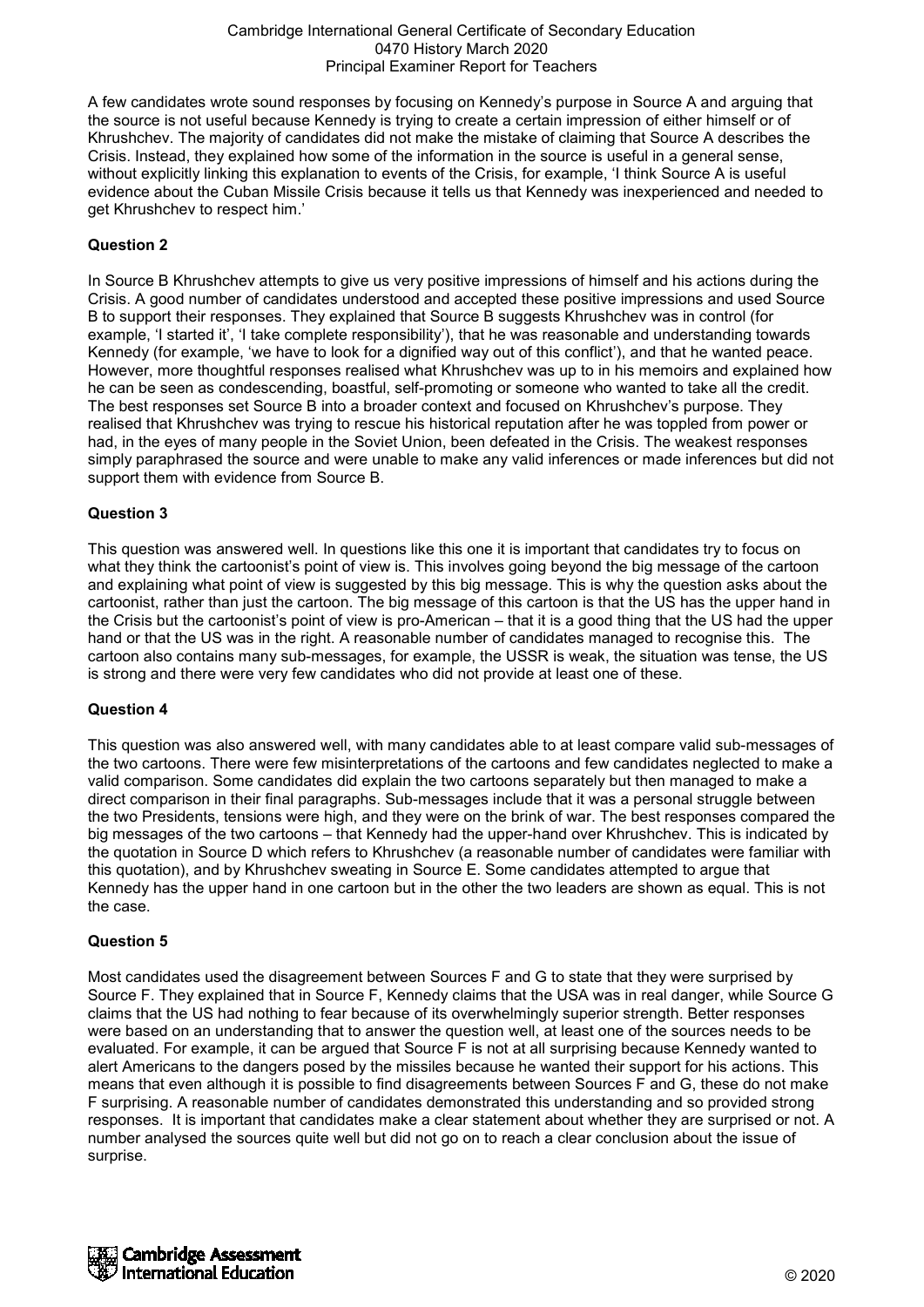A few candidates wrote sound responses by focusing on Kennedy's purpose in Source A and arguing that the source is not useful because Kennedy is trying to create a certain impression of either himself or of Khrushchev. The majority of candidates did not make the mistake of claiming that Source A describes the Crisis. Instead, they explained how some of the information in the source is useful in a general sense, without explicitly linking this explanation to events of the Crisis, for example, 'I think Source A is useful evidence about the Cuban Missile Crisis because it tells us that Kennedy was inexperienced and needed to get Khrushchev to respect him.'

**Question 2**

In Source B Khrushchev attempts to give us very positive impressions of himself and his actions during the Crisis. A good number of candidates understood and accepted these positive impressions and used Source B to support their responses. They explained that Source B suggests Khrushchev was in control (for example, 'I started it', 'I take complete responsibility'), that he was reasonable and understanding towards Kennedy (for example, 'we have to look for a dignified way out of this conflict'), and that he wanted peace. However, more thoughtful responses realised what Khrushchev was up to in his memoirs and explained how he can be seen as condescending, boastful, self-promoting or someone who wanted to take all the credit. The best responses set Source B into a broader context and focused on Khrushchev's purpose. They realised that Khrushchev was trying to rescue his historical reputation after he was toppled from power or had, in the eyes of many people in the Soviet Union, been defeated in the Crisis. The weakest responses simply paraphrased the source and were unable to make any valid inferences or made inferences but did not support them with evidence from Source B.

**Question 3**

This question was answered well. In questions like this one it is important that candidates try to focus on what they think the cartoonist's point of view is. This involves going beyond the big message of the cartoon and explaining what point of view is suggested by this big message. This is why the question asks about the cartoonist, rather than just the cartoon. The big message of this cartoon is that the US has the upper hand in the Crisis but the cartoonist's point of view is pro-American – that it is a good thing that the US had the upper hand or that the US was in the right. A reasonable number of candidates managed to recognise this. The cartoon also contains many sub-messages, for example, the USSR is weak, the situation was tense, the US is strong and there were very few candidates who did not provide at least one of these.

**Question 4**

This question was also answered well, with many candidates able to at least compare valid sub-messages of the two cartoons. There were few misinterpretations of the cartoons and few candidates neglected to make a valid comparison. Some candidates did explain the two cartoons separately but then managed to make a direct comparison in their final paragraphs. Sub-messages include that it was a personal struggle between the two Presidents, tensions were high, and they were on the brink of war. The best responses compared the big messages of the two cartoons – that Kennedy had the upper-hand over Khrushchev. This is indicated by the quotation in Source D which refers to Khrushchev (a reasonable number of candidates were familiar with this quotation), and by Khrushchev sweating in Source E. Some candidates attempted to argue that Kennedy has the upper hand in one cartoon but in the other the two leaders are shown as equal. This is not the case.

**Question 5**

Most candidates used the disagreement between Sources F and G to state that they were surprised by Source F. They explained that in Source F, Kennedy claims that the USA was in real danger, while Source G claims that the US had nothing to fear because of its overwhelmingly superior strength. Better responses were based on an understanding that to answer the question well, at least one of the sources needs to be evaluated. For example, it can be argued that Source F is not at all surprising because Kennedy wanted to alert Americans to the dangers posed by the missiles because he wanted their support for his actions. This means that even although it is possible to find disagreements between Sources F and G, these do not make F surprising. A reasonable number of candidates demonstrated this understanding and so provided strong responses. It is important that candidates make a clear statement about whether they are surprised or not. A number analysed the sources quite well but did not go on to reach a clear conclusion about the issue of surprise.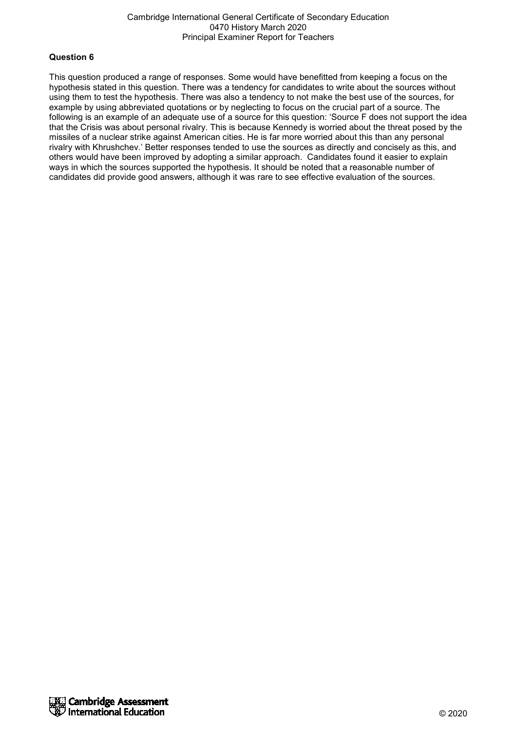**Question 6**

This question produced a range of responses. Some would have benefitted from keeping a focus on the hypothesis stated in this question. There was a tendency for candidates to write about the sources without using them to test the hypothesis. There was also a tendency to not make the best use of the sources, for example by using abbreviated quotations or by neglecting to focus on the crucial part of a source. The following is an example of an adequate use of a source for this question: 'Source F does not support the idea that the Crisis was about personal rivalry. This is because Kennedy is worried about the threat posed by the missiles of a nuclear strike against American cities. He is far more worried about this than any personal rivalry with Khrushchev.' Better responses tended to use the sources as directly and concisely as this, and others would have been improved by adopting a similar approach. Candidates found it easier to explain ways in which the sources supported the hypothesis. It should be noted that a reasonable number of candidates did provide good answers, although it was rare to see effective evaluation of the sources.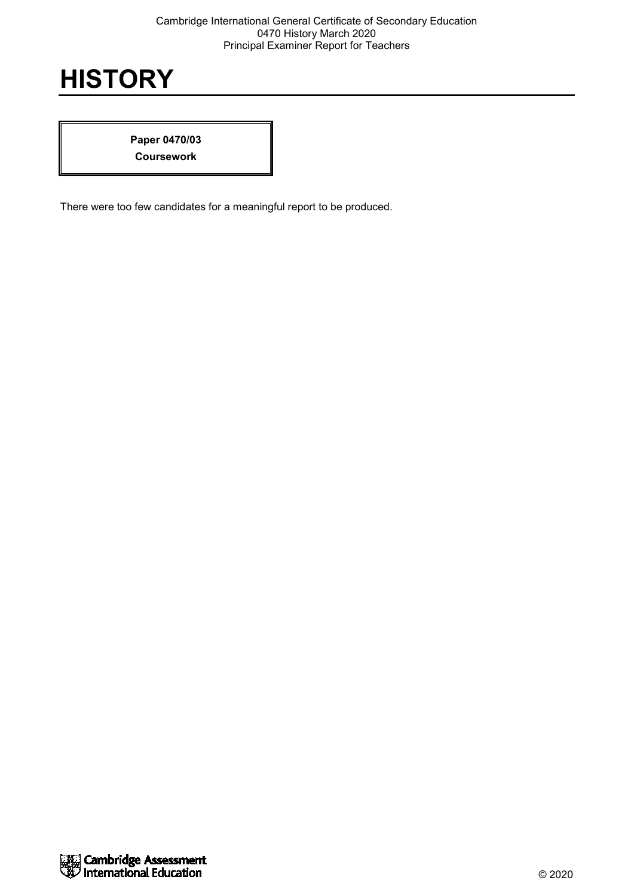# HISTORY

**Paper 0470/03**
**Coursework**

There were too few candidates for a meaningful report to be produced.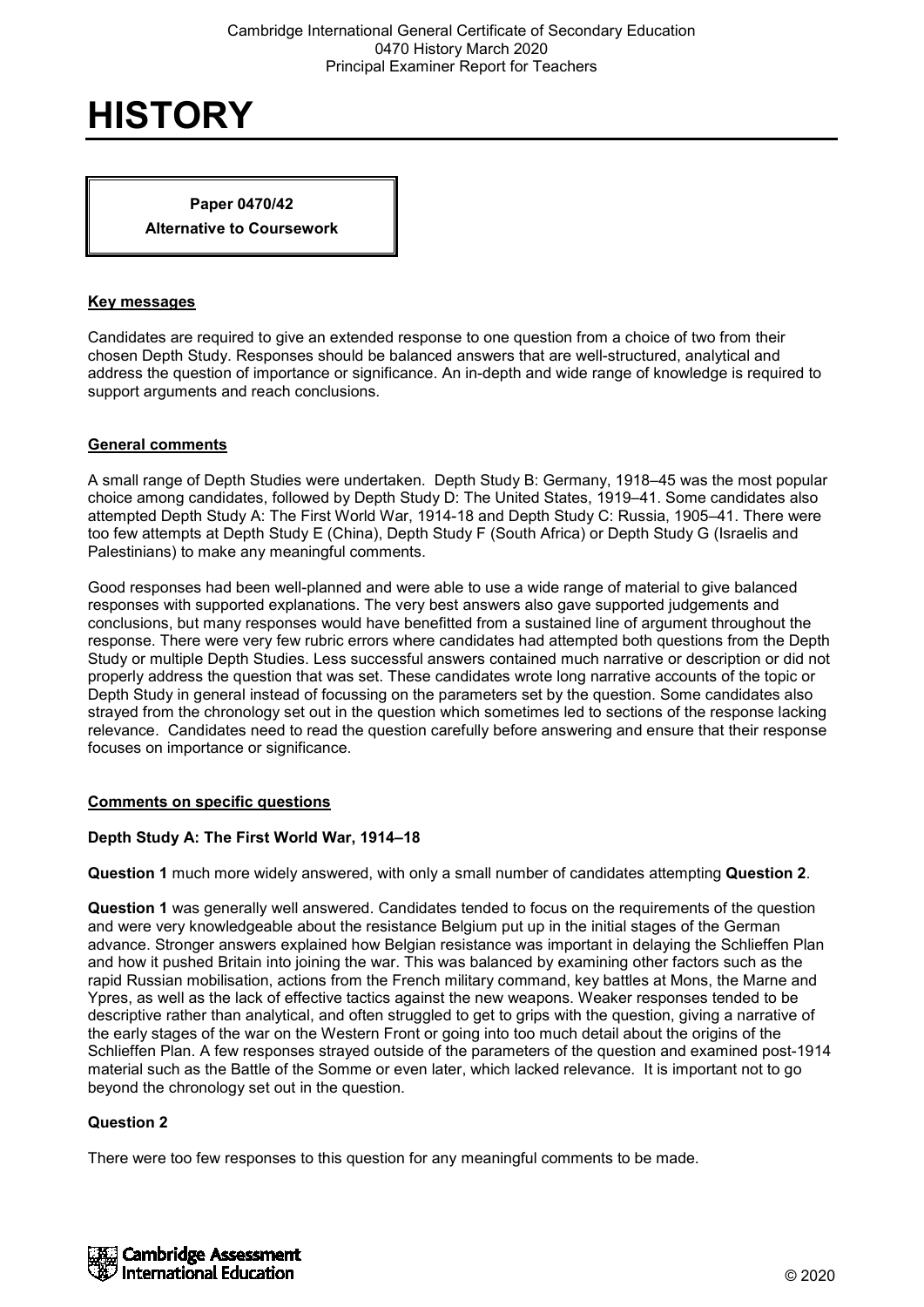# HISTORY

**Paper 0470/42**
**Alternative to Coursework**

## Key messages

Candidates are required to give an extended response to one question from a choice of two from their chosen Depth Study. Responses should be balanced answers that are well-structured, analytical and address the question of importance or significance. An in-depth and wide range of knowledge is required to support arguments and reach conclusions.

## General comments

A small range of Depth Studies were undertaken. Depth Study B: Germany, 1918–45 was the most popular choice among candidates, followed by Depth Study D: The United States, 1919–41. Some candidates also attempted Depth Study A: The First World War, 1914-18 and Depth Study C: Russia, 1905–41. There were too few attempts at Depth Study E (China), Depth Study F (South Africa) or Depth Study G (Israelis and Palestinians) to make any meaningful comments.

Good responses had been well-planned and were able to use a wide range of material to give balanced responses with supported explanations. The very best answers also gave supported judgements and conclusions, but many responses would have benefitted from a sustained line of argument throughout the response. There were very few rubric errors where candidates had attempted both questions from the Depth Study or multiple Depth Studies. Less successful answers contained much narrative or description or did not properly address the question that was set. These candidates wrote long narrative accounts of the topic or Depth Study in general instead of focussing on the parameters set by the question. Some candidates also strayed from the chronology set out in the question which sometimes led to sections of the response lacking relevance. Candidates need to read the question carefully before answering and ensure that their response focuses on importance or significance.

## Comments on specific questions

### Depth Study A: The First World War, 1914–18

**Question 1** much more widely answered, with only a small number of candidates attempting **Question 2**.

**Question 1** was generally well answered. Candidates tended to focus on the requirements of the question and were very knowledgeable about the resistance Belgium put up in the initial stages of the German advance. Stronger answers explained how Belgian resistance was important in delaying the Schlieffen Plan and how it pushed Britain into joining the war. This was balanced by examining other factors such as the rapid Russian mobilisation, actions from the French military command, key battles at Mons, the Marne and Ypres, as well as the lack of effective tactics against the new weapons. Weaker responses tended to be descriptive rather than analytical, and often struggled to get to grips with the question, giving a narrative of the early stages of the war on the Western Front or going into too much detail about the origins of the Schlieffen Plan. A few responses strayed outside of the parameters of the question and examined post-1914 material such as the Battle of the Somme or even later, which lacked relevance. It is important not to go beyond the chronology set out in the question.

### Question 2

There were too few responses to this question for any meaningful comments to be made.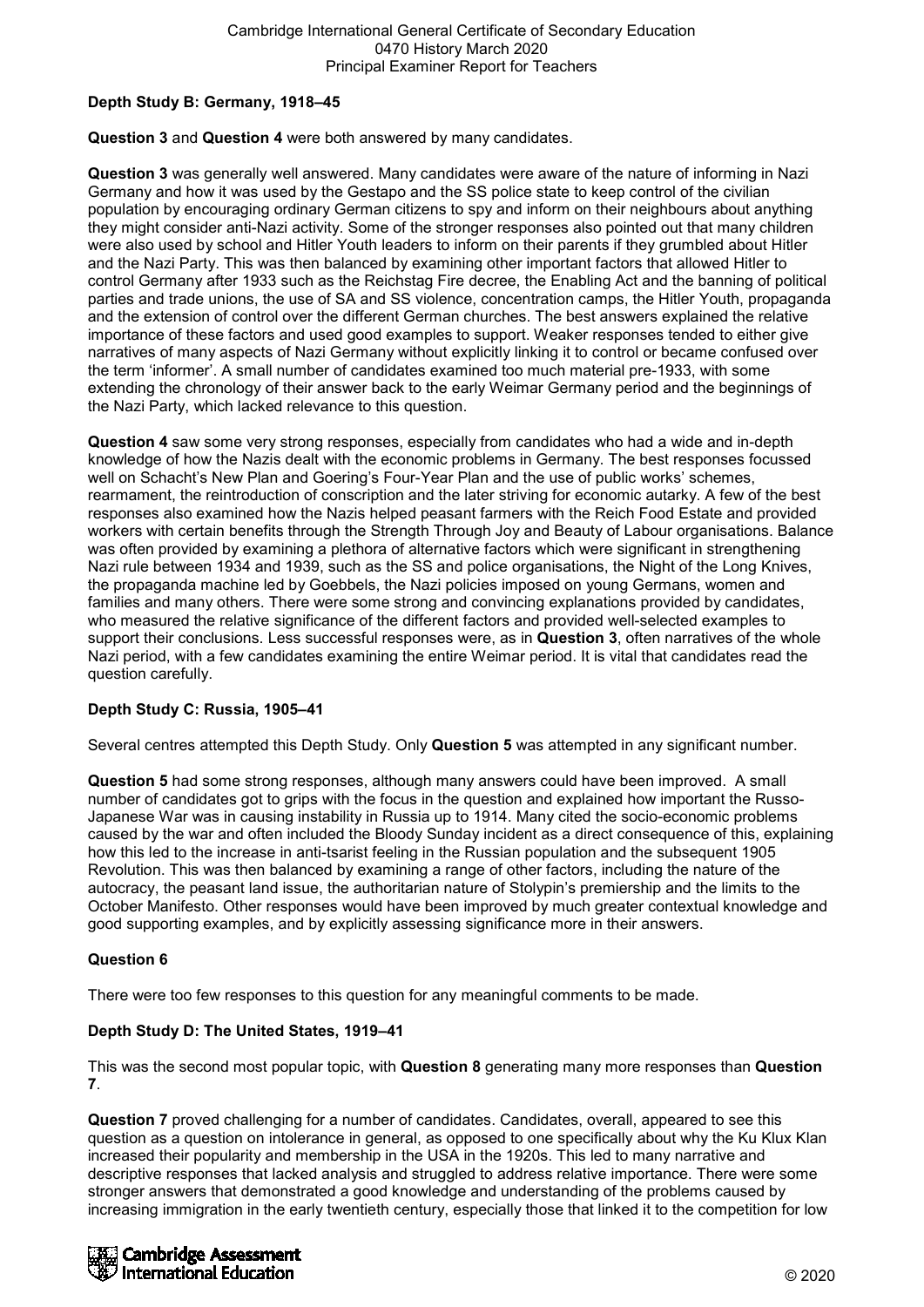### Depth Study B: Germany, 1918–45

**Question 3** and **Question 4** were both answered by many candidates.

**Question 3** was generally well answered. Many candidates were aware of the nature of informing in Nazi Germany and how it was used by the Gestapo and the SS police state to keep control of the civilian population by encouraging ordinary German citizens to spy and inform on their neighbours about anything they might consider anti-Nazi activity. Some of the stronger responses also pointed out that many children were also used by school and Hitler Youth leaders to inform on their parents if they grumbled about Hitler and the Nazi Party. This was then balanced by examining other important factors that allowed Hitler to control Germany after 1933 such as the Reichstag Fire decree, the Enabling Act and the banning of political parties and trade unions, the use of SA and SS violence, concentration camps, the Hitler Youth, propaganda and the extension of control over the different German churches. The best answers explained the relative importance of these factors and used good examples to support. Weaker responses tended to either give narratives of many aspects of Nazi Germany without explicitly linking it to control or became confused over the term 'informer'. A small number of candidates examined too much material pre-1933, with some extending the chronology of their answer back to the early Weimar Germany period and the beginnings of the Nazi Party, which lacked relevance to this question.

**Question 4** saw some very strong responses, especially from candidates who had a wide and in-depth knowledge of how the Nazis dealt with the economic problems in Germany. The best responses focussed well on Schacht's New Plan and Goering's Four-Year Plan and the use of public works' schemes, rearmament, the reintroduction of conscription and the later striving for economic autarky. A few of the best responses also examined how the Nazis helped peasant farmers with the Reich Food Estate and provided workers with certain benefits through the Strength Through Joy and Beauty of Labour organisations. Balance was often provided by examining a plethora of alternative factors which were significant in strengthening Nazi rule between 1934 and 1939, such as the SS and police organisations, the Night of the Long Knives, the propaganda machine led by Goebbels, the Nazi policies imposed on young Germans, women and families and many others. There were some strong and convincing explanations provided by candidates, who measured the relative significance of the different factors and provided well-selected examples to support their conclusions. Less successful responses were, as in **Question 3**, often narratives of the whole Nazi period, with a few candidates examining the entire Weimar period. It is vital that candidates read the question carefully.

### Depth Study C: Russia, 1905–41

Several centres attempted this Depth Study. Only **Question 5** was attempted in any significant number.

**Question 5** had some strong responses, although many answers could have been improved. A small number of candidates got to grips with the focus in the question and explained how important the Russo-Japanese War was in causing instability in Russia up to 1914. Many cited the socio-economic problems caused by the war and often included the Bloody Sunday incident as a direct consequence of this, explaining how this led to the increase in anti-tsarist feeling in the Russian population and the subsequent 1905 Revolution. This was then balanced by examining a range of other factors, including the nature of the autocracy, the peasant land issue, the authoritarian nature of Stolypin's premiership and the limits to the October Manifesto. Other responses would have been improved by much greater contextual knowledge and good supporting examples, and by explicitly assessing significance more in their answers.

### Question 6

There were too few responses to this question for any meaningful comments to be made.

### Depth Study D: The United States, 1919–41

This was the second most popular topic, with **Question 8** generating many more responses than **Question 7**.

**Question 7** proved challenging for a number of candidates. Candidates, overall, appeared to see this question as a question on intolerance in general, as opposed to one specifically about why the Ku Klux Klan increased their popularity and membership in the USA in the 1920s. This led to many narrative and descriptive responses that lacked analysis and struggled to address relative importance. There were some stronger answers that demonstrated a good knowledge and understanding of the problems caused by increasing immigration in the early twentieth century, especially those that linked it to the competition for low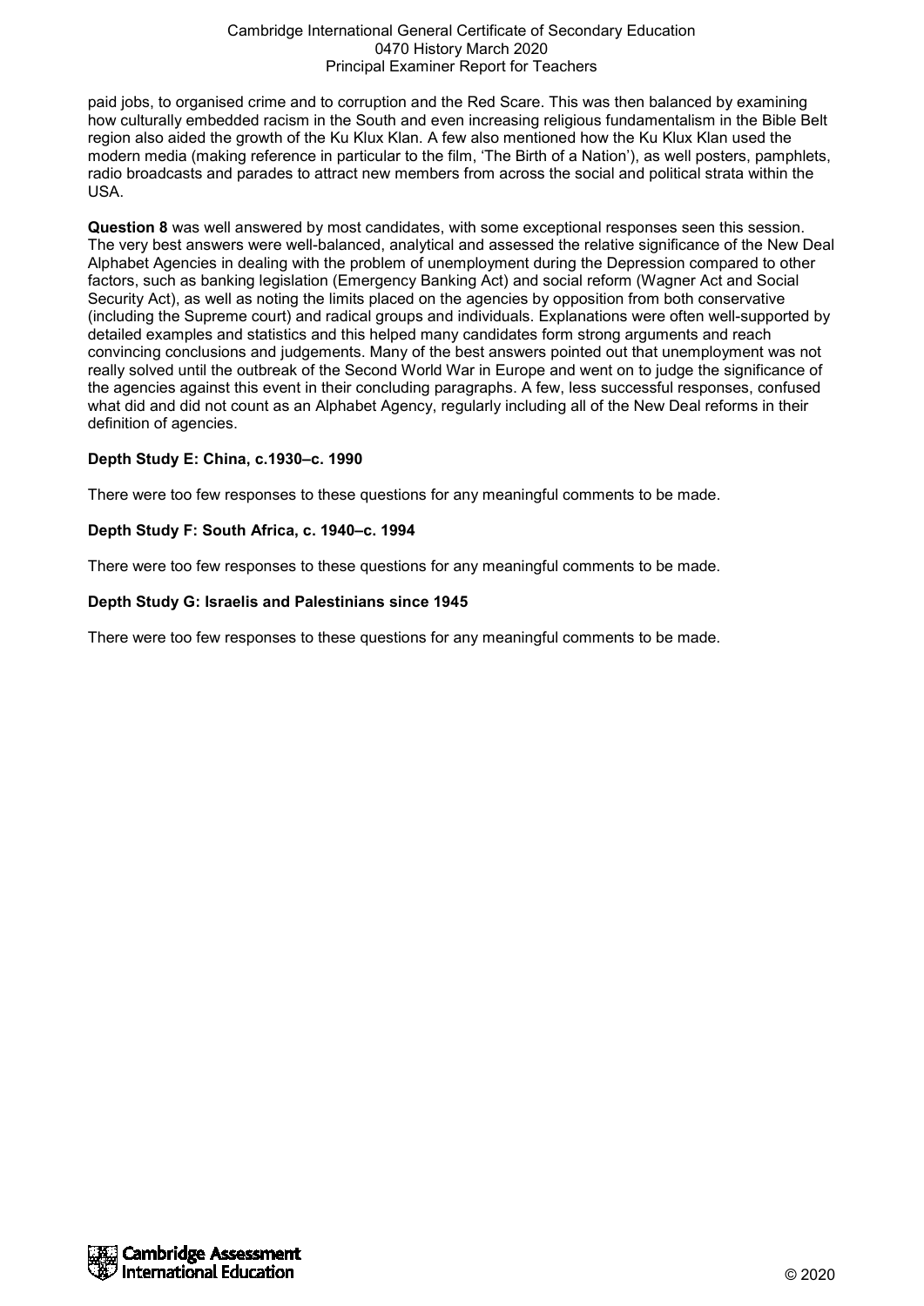paid jobs, to organised crime and to corruption and the Red Scare. This was then balanced by examining how culturally embedded racism in the South and even increasing religious fundamentalism in the Bible Belt region also aided the growth of the Ku Klux Klan. A few also mentioned how the Ku Klux Klan used the modern media (making reference in particular to the film, 'The Birth of a Nation'), as well posters, pamphlets, radio broadcasts and parades to attract new members from across the social and political strata within the USA.

**Question 8** was well answered by most candidates, with some exceptional responses seen this session. The very best answers were well-balanced, analytical and assessed the relative significance of the New Deal Alphabet Agencies in dealing with the problem of unemployment during the Depression compared to other factors, such as banking legislation (Emergency Banking Act) and social reform (Wagner Act and Social Security Act), as well as noting the limits placed on the agencies by opposition from both conservative (including the Supreme court) and radical groups and individuals. Explanations were often well-supported by detailed examples and statistics and this helped many candidates form strong arguments and reach convincing conclusions and judgements. Many of the best answers pointed out that unemployment was not really solved until the outbreak of the Second World War in Europe and went on to judge the significance of the agencies against this event in their concluding paragraphs. A few, less successful responses, confused what did and did not count as an Alphabet Agency, regularly including all of the New Deal reforms in their definition of agencies.

### Depth Study E: China, c.1930–c. 1990

There were too few responses to these questions for any meaningful comments to be made.

### Depth Study F: South Africa, c. 1940–c. 1994

There were too few responses to these questions for any meaningful comments to be made.

### Depth Study G: Israelis and Palestinians since 1945

There were too few responses to these questions for any meaningful comments to be made.